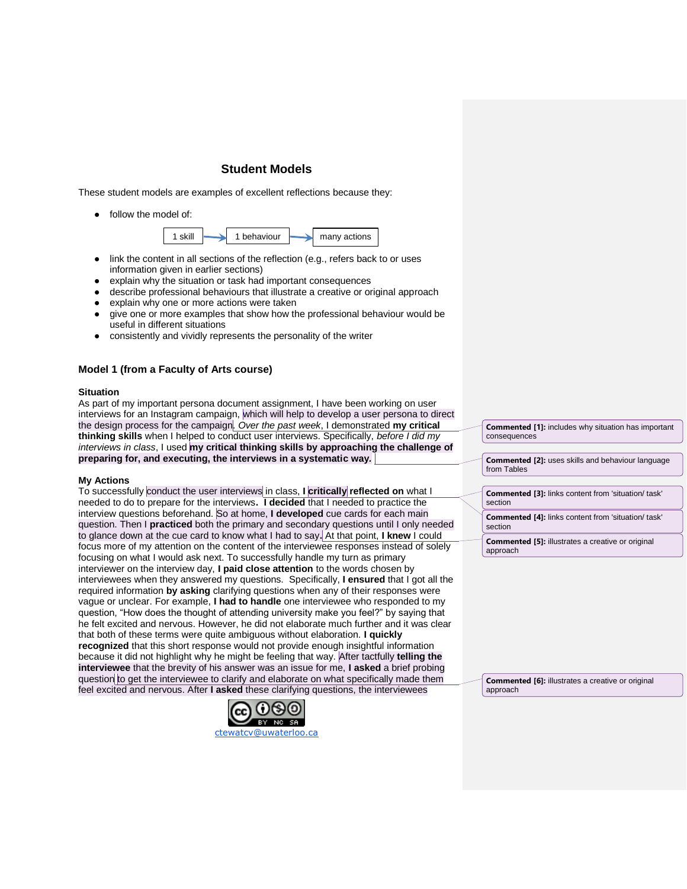## Student Models

These student models are examples of excellent reflections because they:

- follow the model of:

  1 skill → 1 behaviour → many actions

- link the content in all sections of the reflection (e.g., refers back to or uses information given in earlier sections)
- explain why the situation or task had important consequences
- describe professional behaviours that illustrate a creative or original approach
- explain why one or more actions were taken
- give one or more examples that show how the professional behaviour would be useful in different situations
- consistently and vividly represents the personality of the writer

### Model 1 (from a Faculty of Arts course)

**Situation**

As part of my important persona document assignment, I have been working on user interviews for an Instagram campaign, which will help to develop a user persona to direct the design process for the campaign. *Over the past week*, I demonstrated **my critical thinking skills** when I helped to conduct user interviews. Specifically, *before I did my interviews in class*, I used **my critical thinking skills by approaching the challenge of preparing for, and executing, the interviews in a systematic way.**

**My Actions**

To successfully conduct the user interviews in class, **I critically reflected on** what I needed to do to prepare for the interviews**.** **I decided** that I needed to practice the interview questions beforehand. So at home, **I developed** cue cards for each main question. Then I **practiced** both the primary and secondary questions until I only needed to glance down at the cue card to know what I had to say. At that point, **I knew** I could focus more of my attention on the content of the interviewee responses instead of solely focusing on what I would ask next. To successfully handle my turn as primary interviewer on the interview day, **I paid close attention** to the words chosen by interviewees when they answered my questions. Specifically, **I ensured** that I got all the required information **by asking** clarifying questions when any of their responses were vague or unclear. For example, **I had to handle** one interviewee who responded to my question, "How does the thought of attending university make you feel?" by saying that he felt excited and nervous. However, he did not elaborate much further and it was clear that both of these terms were quite ambiguous without elaboration. **I quickly recognized** that this short response would not provide enough insightful information because it did not highlight why he might be feeling that way. After tactfully **telling the interviewee** that the brevity of his answer was an issue for me, **I asked** a brief probing question to get the interviewee to clarify and elaborate on what specifically made them feel excited and nervous. After **I asked** these clarifying questions, the interviewees

---

**Commented [1]:** includes why situation has important consequences

**Commented [2]:** uses skills and behaviour language from Tables

**Commented [3]:** links content from 'situation/ task' section

**Commented [4]:** links content from 'situation/ task' section

**Commented [5]:** illustrates a creative or original approach

**Commented [6]:** illustrates a creative or original approach

ctewatcv@uwaterloo.ca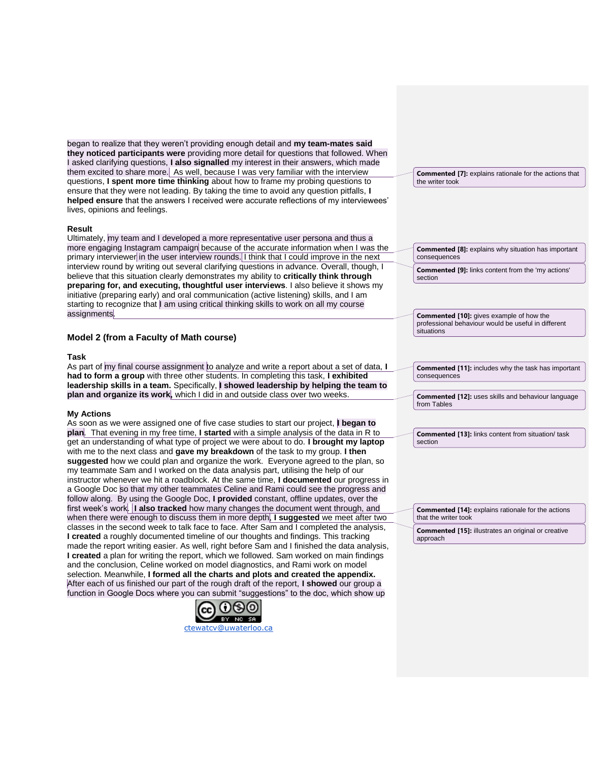began to realize that they weren't providing enough detail and **my team-mates said they noticed participants were** providing more detail for questions that followed. When I asked clarifying questions, **I also signalled** my interest in their answers, which made them excited to share more. As well, because I was very familiar with the interview questions, **I spent more time thinking** about how to frame my probing questions to ensure that they were not leading. By taking the time to avoid any question pitfalls, **I helped ensure** that the answers I received were accurate reflections of my interviewees' lives, opinions and feelings.

> **Commented [7]:** explains rationale for the actions that the writer took

**Result**

Ultimately, my team and I developed a more representative user persona and thus a more engaging Instagram campaign because of the accurate information when I was the primary interviewer in the user interview rounds. I think that I could improve in the next interview round by writing out several clarifying questions in advance. Overall, though, I believe that this situation clearly demonstrates my ability to **critically think through preparing for, and executing, thoughtful user interviews**. I also believe it shows my initiative (preparing early) and oral communication (active listening) skills, and I am starting to recognize that I am using critical thinking skills to work on all my course assignments.

> **Commented [8]:** explains why situation has important consequences

> **Commented [9]:** links content from the 'my actions' section

> **Commented [10]:** gives example of how the professional behaviour would be useful in different situations

### Model 2 (from a Faculty of Math course)

**Task**

As part of my final course assignment to analyze and write a report about a set of data, **I had to form a group** with three other students. In completing this task, **I exhibited leadership skills in a team.** Specifically, **I showed leadership by helping the team to plan and organize its work**, which I did in and outside class over two weeks.

> **Commented [11]:** includes why the task has important consequences

> **Commented [12]:** uses skills and behaviour language from Tables

**My Actions**

As soon as we were assigned one of five case studies to start our project, **I began to plan**. That evening in my free time, **I started** with a simple analysis of the data in R to get an understanding of what type of project we were about to do. **I brought my laptop** with me to the next class and **gave my breakdown** of the task to my group. **I then suggested** how we could plan and organize the work. Everyone agreed to the plan, so my teammate Sam and I worked on the data analysis part, utilising the help of our instructor whenever we hit a roadblock. At the same time, **I documented** our progress in a Google Doc so that my other teammates Celine and Rami could see the progress and follow along. By using the Google Doc, **I provided** constant, offline updates, over the first week's work. **I also tracked** how many changes the document went through, and when there were enough to discuss them in more depth, **I suggested** we meet after two classes in the second week to talk face to face. After Sam and I completed the analysis, **I created** a roughly documented timeline of our thoughts and findings. This tracking made the report writing easier. As well, right before Sam and I finished the data analysis, **I created** a plan for writing the report, which we followed. Sam worked on main findings and the conclusion, Celine worked on model diagnostics, and Rami work on model selection. Meanwhile, **I formed all the charts and plots and created the appendix.** After each of us finished our part of the rough draft of the report, **I showed** our group a function in Google Docs where you can submit "suggestions" to the doc, which show up

> **Commented [13]:** links content from situation/ task section

> **Commented [14]:** explains rationale for the actions that the writer took

> **Commented [15]:** illustrates an original or creative approach

ctewatcv@uwaterloo.ca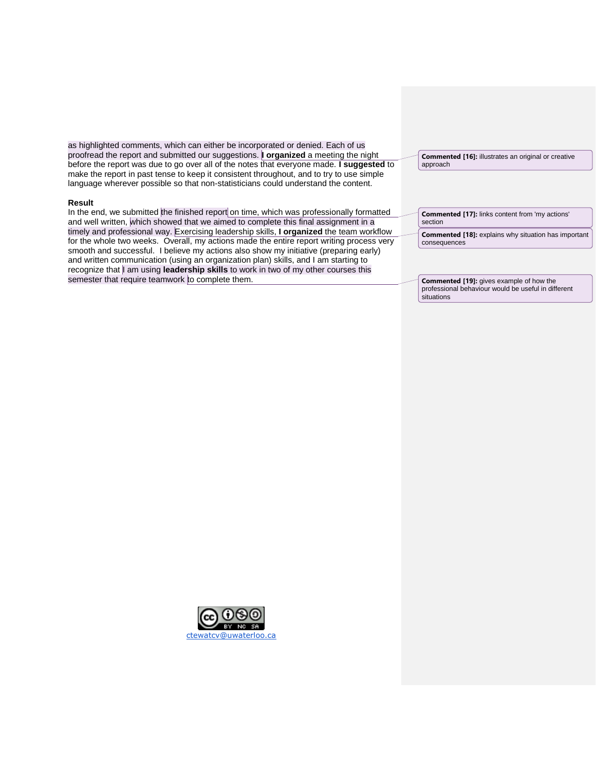as highlighted comments, which can either be incorporated or denied. Each of us proofread the report and submitted our suggestions. **I organized** a meeting the night before the report was due to go over all of the notes that everyone made. **I suggested** to make the report in past tense to keep it consistent throughout, and to try to use simple language wherever possible so that non-statisticians could understand the content.

**Commented [16]:** illustrates an original or creative approach

**Result**

In the end, we submitted the finished report on time, which was professionally formatted and well written, which showed that we aimed to complete this final assignment in a timely and professional way. Exercising leadership skills, **I organized** the team workflow for the whole two weeks. Overall, my actions made the entire report writing process very smooth and successful. I believe my actions also show my initiative (preparing early) and written communication (using an organization plan) skills, and I am starting to recognize that I am using **leadership skills** to work in two of my other courses this semester that require teamwork to complete them.

**Commented [17]:** links content from 'my actions' section

**Commented [18]:** explains why situation has important consequences

**Commented [19]:** gives example of how the professional behaviour would be useful in different situations

ctewatcv@uwaterloo.ca